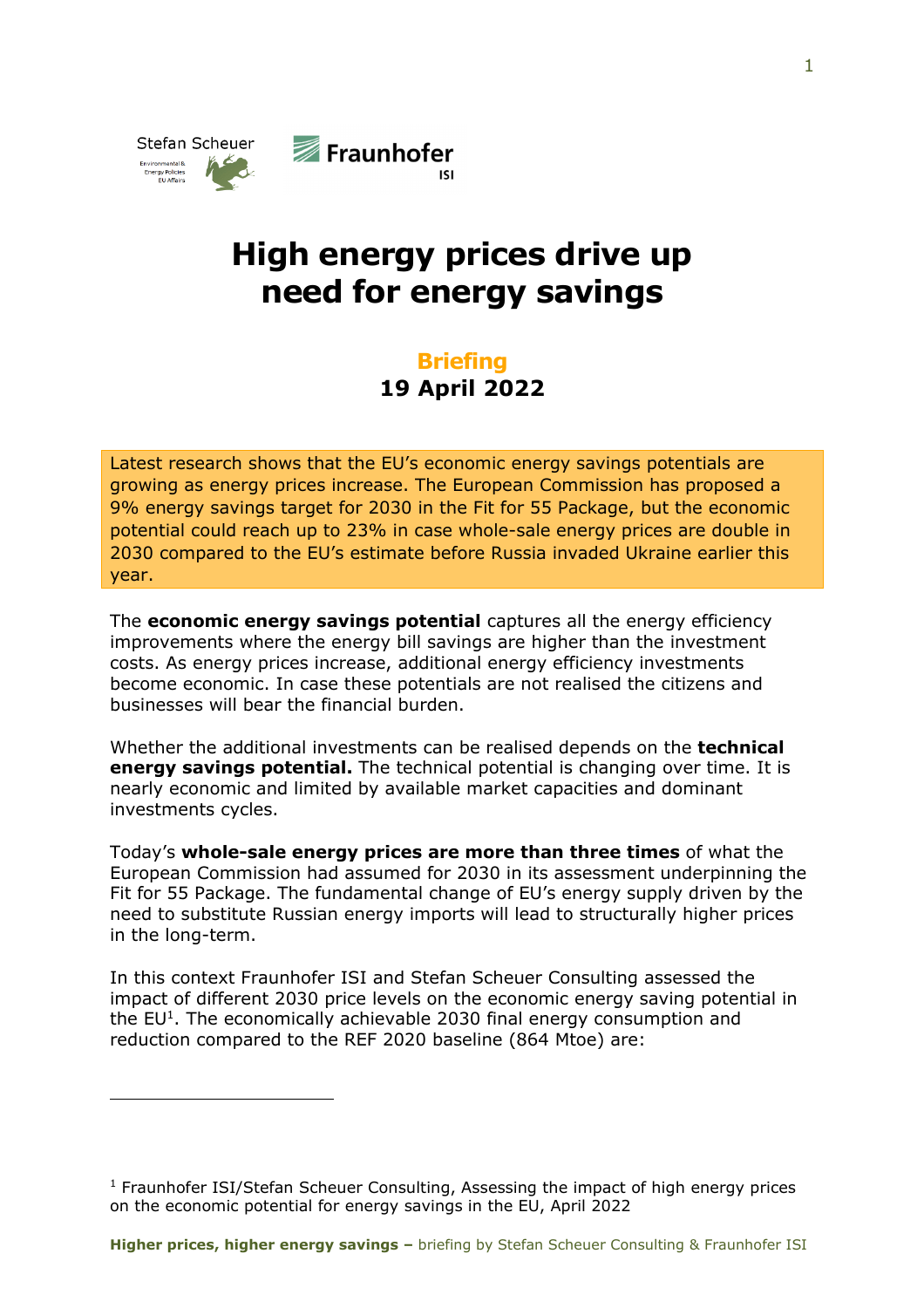# High energy prices drive up need for energy savings

**Briefing**

**19 April 2022**

Latest research shows that the EU's economic energy savings potentials are growing as energy prices increase. The European Commission has proposed a 9% energy savings target for 2030 in the Fit for 55 Package, but the economic potential could reach up to 23% in case whole-sale energy prices are double in 2030 compared to the EU's estimate before Russia invaded Ukraine earlier this year.

The **economic energy savings potential** captures all the energy efficiency improvements where the energy bill savings are higher than the investment costs. As energy prices increase, additional energy efficiency investments become economic. In case these potentials are not realised the citizens and businesses will bear the financial burden.

Whether the additional investments can be realised depends on the **technical energy savings potential.** The technical potential is changing over time. It is nearly economic and limited by available market capacities and dominant investments cycles.

Today's **whole-sale energy prices are more than three times** of what the European Commission had assumed for 2030 in its assessment underpinning the Fit for 55 Package. The fundamental change of EU's energy supply driven by the need to substitute Russian energy imports will lead to structurally higher prices in the long-term.

In this context Fraunhofer ISI and Stefan Scheuer Consulting assessed the impact of different 2030 price levels on the economic energy saving potential in the EU[1]. The economically achievable 2030 final energy consumption and reduction compared to the REF 2020 baseline (864 Mtoe) are:

[1] Fraunhofer ISI/Stefan Scheuer Consulting, Assessing the impact of high energy prices on the economic potential for energy savings in the EU, April 2022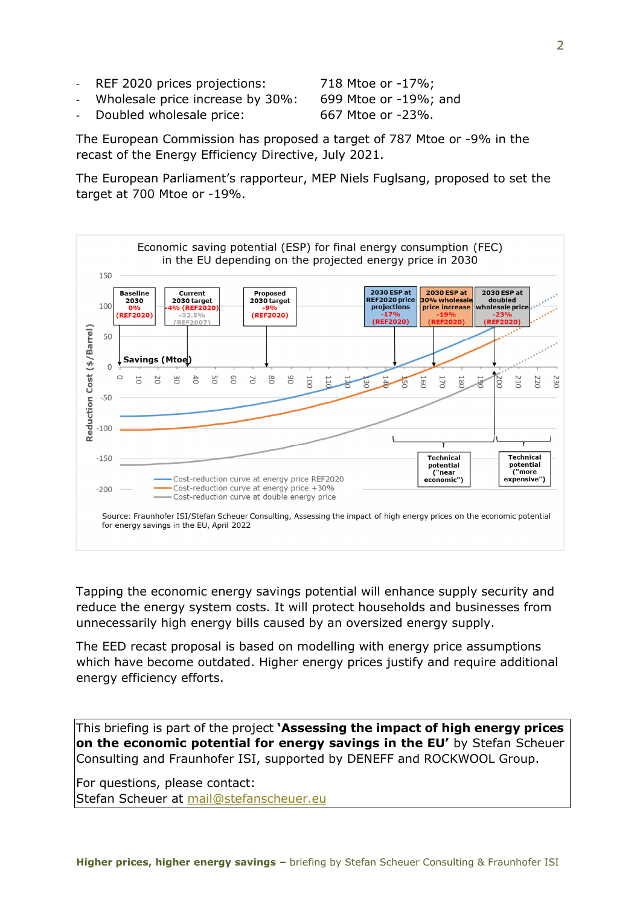- REF 2020 prices projections: 718 Mtoe or -17%;
- Wholesale price increase by 30%: 699 Mtoe or -19%; and
- Doubled wholesale price: 667 Mtoe or -23%.

The European Commission has proposed a target of 787 Mtoe or -9% in the recast of the Energy Efficiency Directive, July 2021.

The European Parliament's rapporteur, MEP Niels Fuglsang, proposed to set the target at 700 Mtoe or -19%.

Economic saving potential (ESP) for final energy consumption (FEC) in the EU depending on the projected energy price in 2030

Reduction Cost ($/Barrel)

150
100
50
0
-50
-100
-150
-200

0 10 20 30 40 50 60 70 80 90 100 110 120 130 140 150 160 170 180 190 200 210 220 230

Savings (Mtoe)

Baseline 2030 0% (REF2020)

Current 2030 target -4% (REF2020) -32.5% (REF2007)

Proposed 2030 target -9% (REF2020)

2030 ESP at REF2020 price projections -17% (REF2020)

2030 ESP at 30% wholesale price increase -19% (REF2020)

2030 ESP at doubled wholesale price -23% (REF2020)

Technical potential ("near economic")

Technical potential ("more expensive")

Cost-reduction curve at energy price REF2020
Cost-reduction curve at energy price +30%
Cost-reduction curve at double energy price

Source: Fraunhofer ISI/Stefan Scheuer Consulting, Assessing the impact of high energy prices on the economic potential for energy savings in the EU, April 2022

Tapping the economic energy savings potential will enhance supply security and reduce the energy system costs. It will protect households and businesses from unnecessarily high energy bills caused by an oversized energy supply.

The EED recast proposal is based on modelling with energy price assumptions which have become outdated. Higher energy prices justify and require additional energy efficiency efforts.

This briefing is part of the project **'Assessing the impact of high energy prices on the economic potential for energy savings in the EU'** by Stefan Scheuer Consulting and Fraunhofer ISI, supported by DENEFF and ROCKWOOL Group.

For questions, please contact:
Stefan Scheuer at mail@stefanscheuer.eu